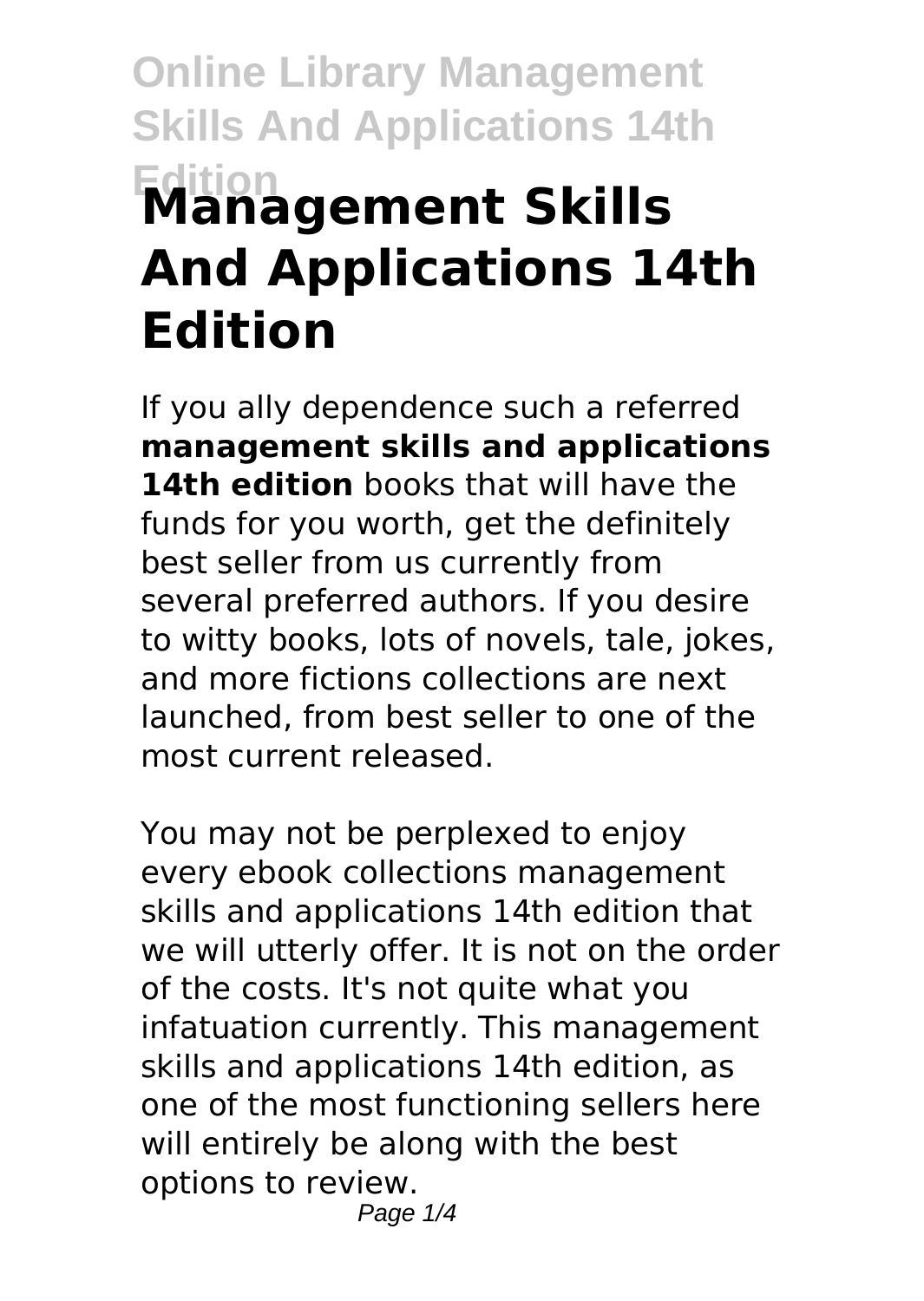# Management Skills And Applications 14th Edition

If you ally dependence such a referred **management skills and applications 14th edition** books that will have the funds for you worth, get the definitely best seller from us currently from several preferred authors. If you desire to witty books, lots of novels, tale, jokes, and more fictions collections are next launched, from best seller to one of the most current released.

You may not be perplexed to enjoy every ebook collections management skills and applications 14th edition that we will utterly offer. It is not on the order of the costs. It's not quite what you infatuation currently. This management skills and applications 14th edition, as one of the most functioning sellers here will entirely be along with the best options to review.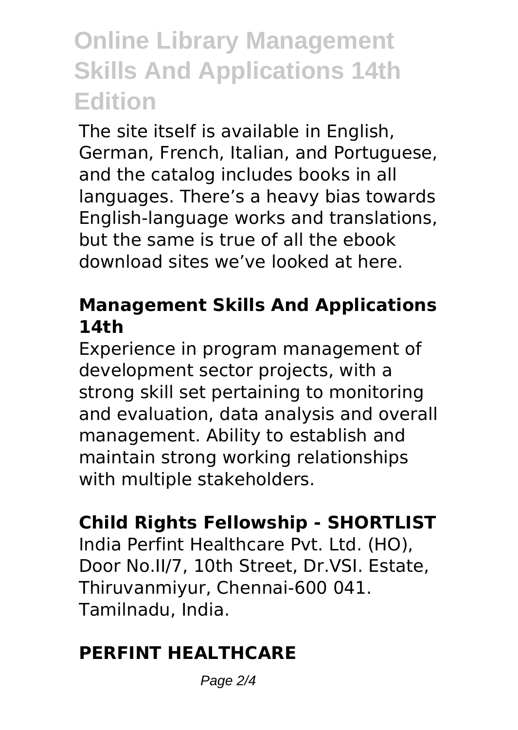The site itself is available in English, German, French, Italian, and Portuguese, and the catalog includes books in all languages. There’s a heavy bias towards English-language works and translations, but the same is true of all the ebook download sites we’ve looked at here.

**Management Skills And Applications 14th**

Experience in program management of development sector projects, with a strong skill set pertaining to monitoring and evaluation, data analysis and overall management. Ability to establish and maintain strong working relationships with multiple stakeholders.

**Child Rights Fellowship - SHORTLIST**

India Perfint Healthcare Pvt. Ltd. (HO), Door No.II/7, 10th Street, Dr.VSI. Estate, Thiruvanmiyur, Chennai-600 041. Tamilnadu, India.

**PERFINT HEALTHCARE**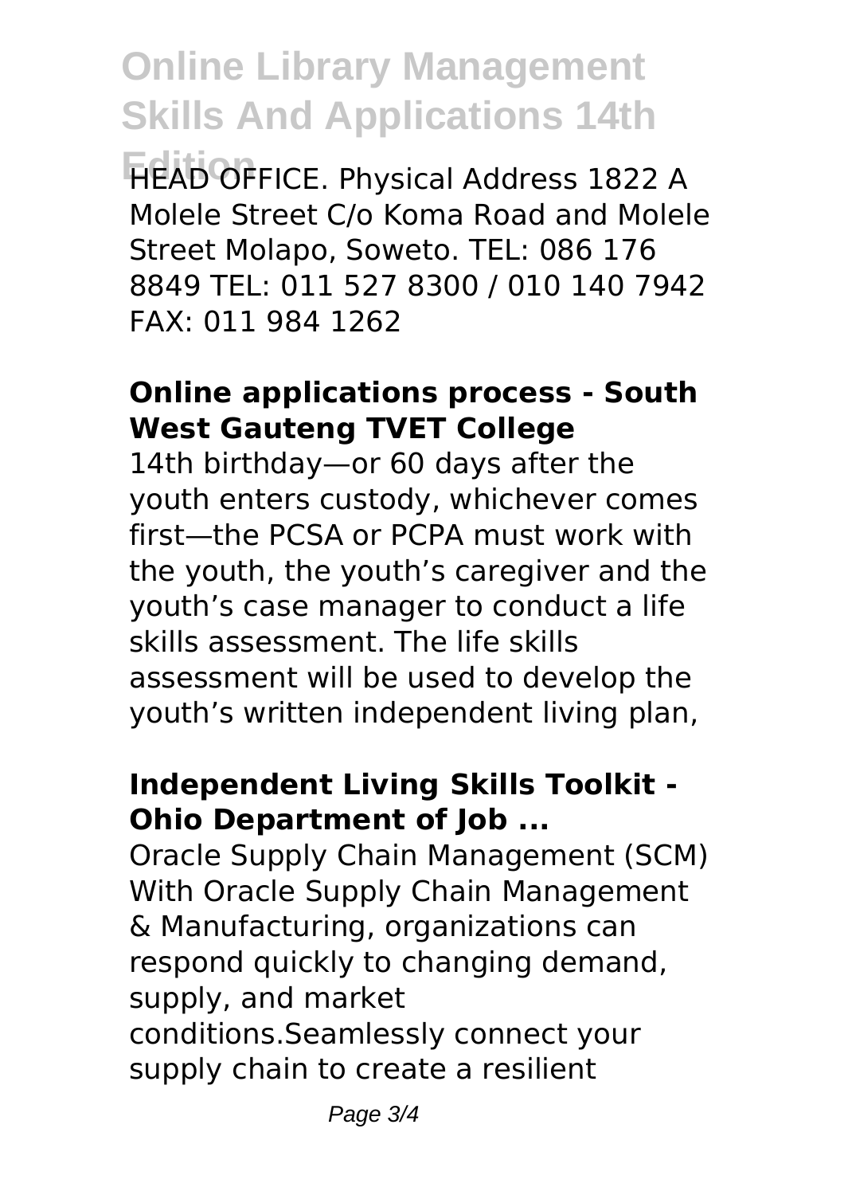HEAD OFFICE. Physical Address 1822 A Molele Street C/o Koma Road and Molele Street Molapo, Soweto. TEL: 086 176 8849 TEL: 011 527 8300 / 010 140 7942 FAX: 011 984 1262

**Online applications process - South West Gauteng TVET College**

14th birthday—or 60 days after the youth enters custody, whichever comes first—the PCSA or PCPA must work with the youth, the youth's caregiver and the youth's case manager to conduct a life skills assessment. The life skills assessment will be used to develop the youth's written independent living plan,

**Independent Living Skills Toolkit - Ohio Department of Job ...**

Oracle Supply Chain Management (SCM) With Oracle Supply Chain Management & Manufacturing, organizations can respond quickly to changing demand, supply, and market conditions.Seamlessly connect your supply chain to create a resilient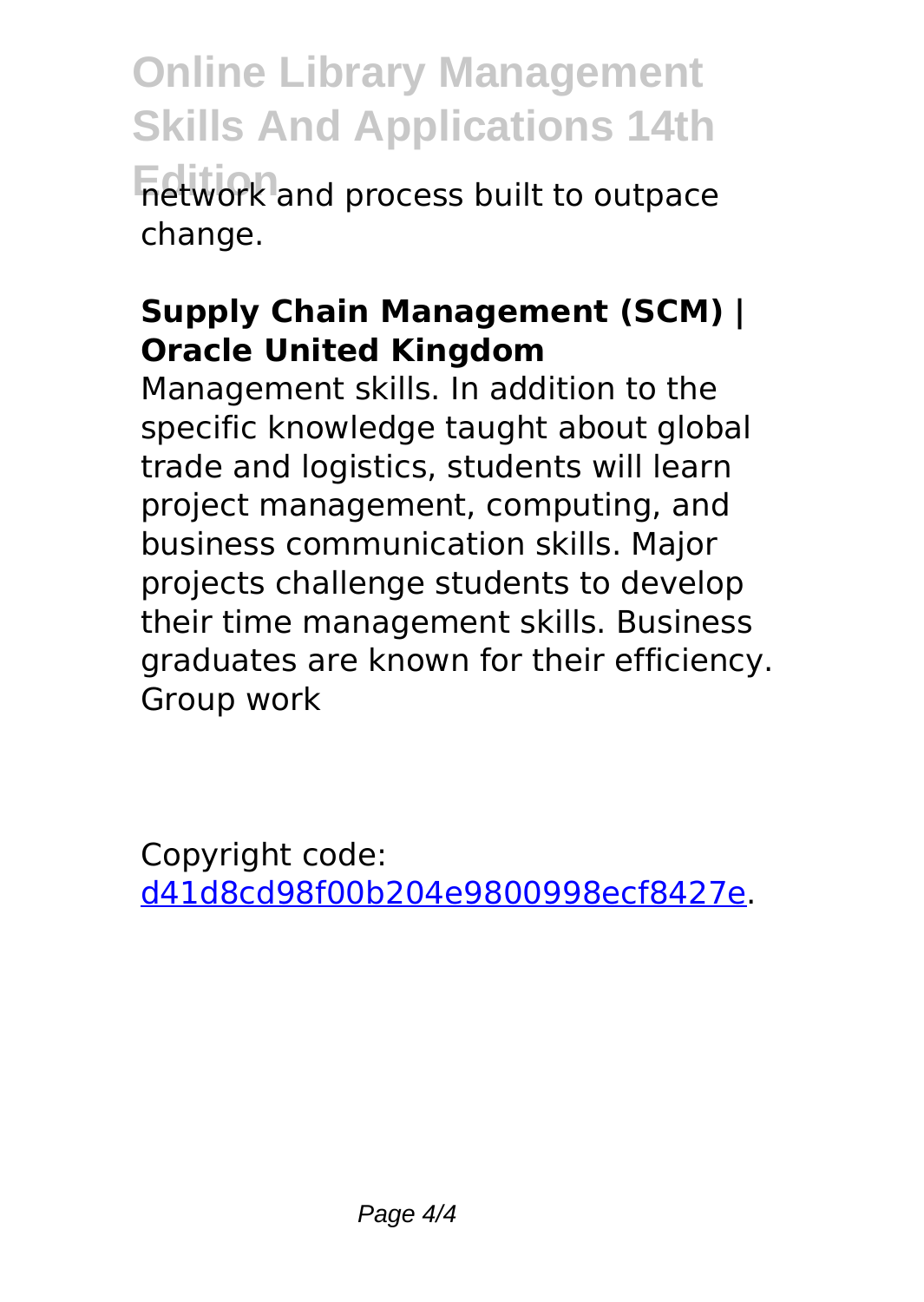network and process built to outpace change.

**Supply Chain Management (SCM) | Oracle United Kingdom**

Management skills. In addition to the specific knowledge taught about global trade and logistics, students will learn project management, computing, and business communication skills. Major projects challenge students to develop their time management skills. Business graduates are known for their efficiency. Group work

Copyright code: [d41d8cd98f00b204e9800998ecf8427e](d41d8cd98f00b204e9800998ecf8427e).